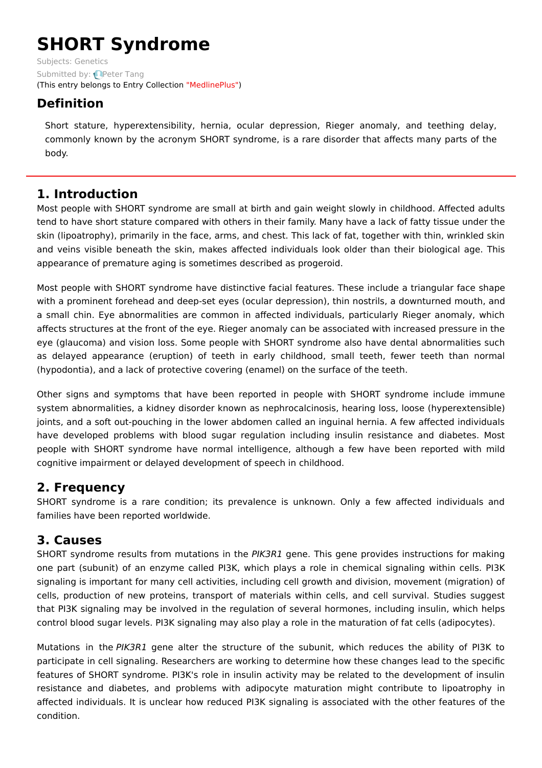# SHORT Syndrome

Subjects: Genetics

Submitted by: Peter Tang

(This entry belongs to Entry Collection "MedlinePlus")

## Definition

Short stature, hyperextensibility, hernia, ocular depression, Rieger anomaly, and teething delay, commonly known by the acronym SHORT syndrome, is a rare disorder that affects many parts of the body.

## 1. Introduction

Most people with SHORT syndrome are small at birth and gain weight slowly in childhood. Affected adults tend to have short stature compared with others in their family. Many have a lack of fatty tissue under the skin (lipoatrophy), primarily in the face, arms, and chest. This lack of fat, together with thin, wrinkled skin and veins visible beneath the skin, makes affected individuals look older than their biological age. This appearance of premature aging is sometimes described as progeroid.

Most people with SHORT syndrome have distinctive facial features. These include a triangular face shape with a prominent forehead and deep-set eyes (ocular depression), thin nostrils, a downturned mouth, and a small chin. Eye abnormalities are common in affected individuals, particularly Rieger anomaly, which affects structures at the front of the eye. Rieger anomaly can be associated with increased pressure in the eye (glaucoma) and vision loss. Some people with SHORT syndrome also have dental abnormalities such as delayed appearance (eruption) of teeth in early childhood, small teeth, fewer teeth than normal (hypodontia), and a lack of protective covering (enamel) on the surface of the teeth.

Other signs and symptoms that have been reported in people with SHORT syndrome include immune system abnormalities, a kidney disorder known as nephrocalcinosis, hearing loss, loose (hyperextensible) joints, and a soft out-pouching in the lower abdomen called an inguinal hernia. A few affected individuals have developed problems with blood sugar regulation including insulin resistance and diabetes. Most people with SHORT syndrome have normal intelligence, although a few have been reported with mild cognitive impairment or delayed development of speech in childhood.

## 2. Frequency

SHORT syndrome is a rare condition; its prevalence is unknown. Only a few affected individuals and families have been reported worldwide.

## 3. Causes

SHORT syndrome results from mutations in the *PIK3R1* gene. This gene provides instructions for making one part (subunit) of an enzyme called PI3K, which plays a role in chemical signaling within cells. PI3K signaling is important for many cell activities, including cell growth and division, movement (migration) of cells, production of new proteins, transport of materials within cells, and cell survival. Studies suggest that PI3K signaling may be involved in the regulation of several hormones, including insulin, which helps control blood sugar levels. PI3K signaling may also play a role in the maturation of fat cells (adipocytes).

Mutations in the *PIK3R1* gene alter the structure of the subunit, which reduces the ability of PI3K to participate in cell signaling. Researchers are working to determine how these changes lead to the specific features of SHORT syndrome. PI3K's role in insulin activity may be related to the development of insulin resistance and diabetes, and problems with adipocyte maturation might contribute to lipoatrophy in affected individuals. It is unclear how reduced PI3K signaling is associated with the other features of the condition.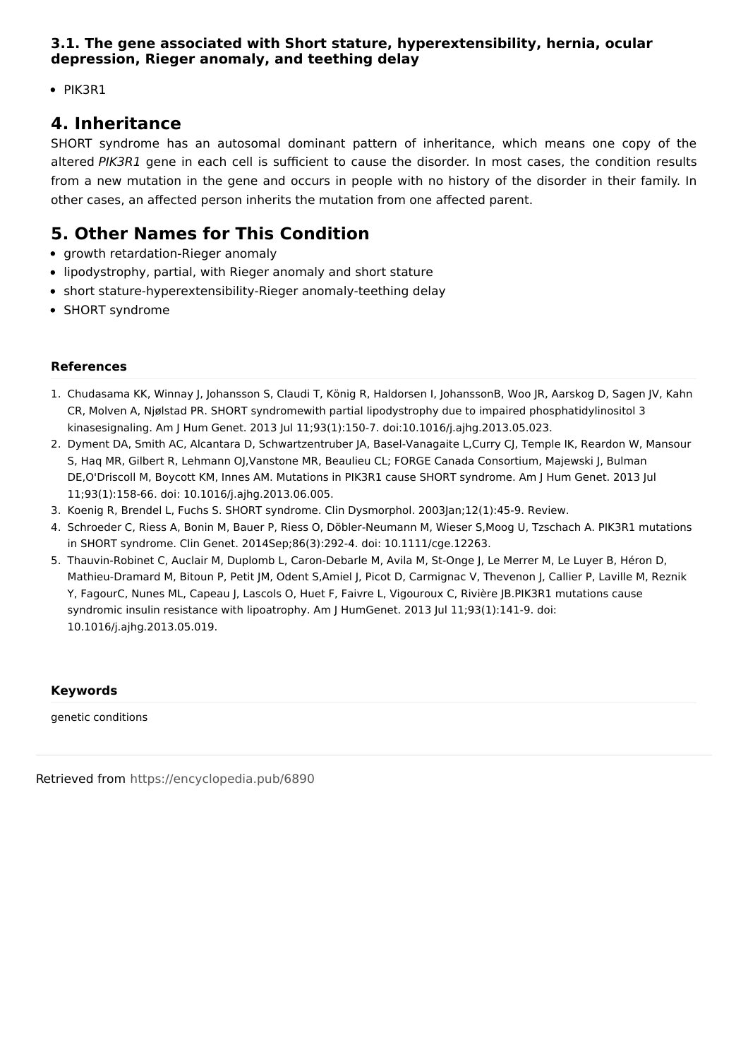### 3.1. The gene associated with Short stature, hyperextensibility, hernia, ocular depression, Rieger anomaly, and teething delay

- PIK3R1

## 4. Inheritance

SHORT syndrome has an autosomal dominant pattern of inheritance, which means one copy of the altered *PIK3R1* gene in each cell is sufficient to cause the disorder. In most cases, the condition results from a new mutation in the gene and occurs in people with no history of the disorder in their family. In other cases, an affected person inherits the mutation from one affected parent.

## 5. Other Names for This Condition

- growth retardation-Rieger anomaly
- lipodystrophy, partial, with Rieger anomaly and short stature
- short stature-hyperextensibility-Rieger anomaly-teething delay
- SHORT syndrome

#### References

1. Chudasama KK, Winnay J, Johansson S, Claudi T, König R, Haldorsen I, JohanssonB, Woo JR, Aarskog D, Sagen JV, Kahn CR, Molven A, Njølstad PR. SHORT syndromewith partial lipodystrophy due to impaired phosphatidylinositol 3 kinasesignaling. Am J Hum Genet. 2013 Jul 11;93(1):150-7. doi:10.1016/j.ajhg.2013.05.023.
2. Dyment DA, Smith AC, Alcantara D, Schwartzentruber JA, Basel-Vanagaite L,Curry CJ, Temple IK, Reardon W, Mansour S, Haq MR, Gilbert R, Lehmann OJ,Vanstone MR, Beaulieu CL; FORGE Canada Consortium, Majewski J, Bulman DE,O'Driscoll M, Boycott KM, Innes AM. Mutations in PIK3R1 cause SHORT syndrome. Am J Hum Genet. 2013 Jul 11;93(1):158-66. doi: 10.1016/j.ajhg.2013.06.005.
3. Koenig R, Brendel L, Fuchs S. SHORT syndrome. Clin Dysmorphol. 2003Jan;12(1):45-9. Review.
4. Schroeder C, Riess A, Bonin M, Bauer P, Riess O, Döbler-Neumann M, Wieser S,Moog U, Tzschach A. PIK3R1 mutations in SHORT syndrome. Clin Genet. 2014Sep;86(3):292-4. doi: 10.1111/cge.12263.
5. Thauvin-Robinet C, Auclair M, Duplomb L, Caron-Debarle M, Avila M, St-Onge J, Le Merrer M, Le Luyer B, Héron D, Mathieu-Dramard M, Bitoun P, Petit JM, Odent S,Amiel J, Picot D, Carmignac V, Thevenon J, Callier P, Laville M, Reznik Y, FagourC, Nunes ML, Capeau J, Lascols O, Huet F, Faivre L, Vigouroux C, Rivière JB.PIK3R1 mutations cause syndromic insulin resistance with lipoatrophy. Am J HumGenet. 2013 Jul 11;93(1):141-9. doi: 10.1016/j.ajhg.2013.05.019.

#### Keywords

genetic conditions

Retrieved from https://encyclopedia.pub/6890